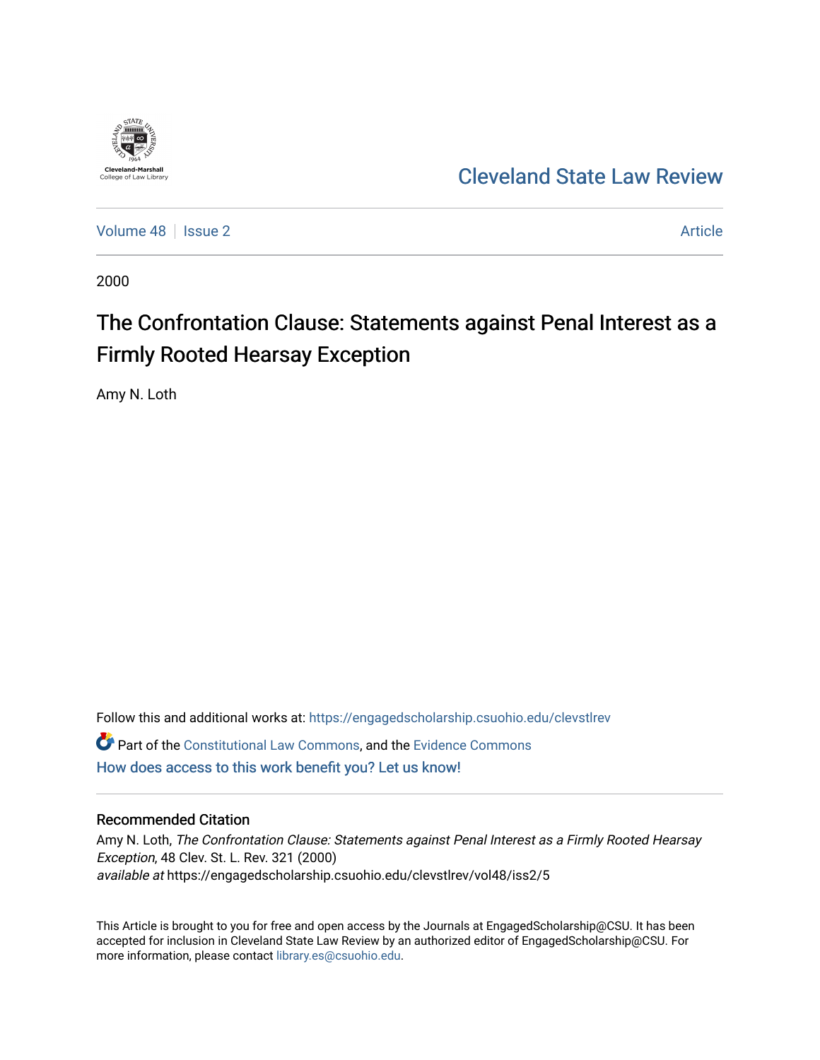Cleveland State Law Review

Volume 48 | Issue 2 | Article

2000

# The Confrontation Clause: Statements against Penal Interest as a Firmly Rooted Hearsay Exception

Amy N. Loth

Follow this and additional works at: https://engagedscholarship.csuohio.edu/clevstlrev

Part of the Constitutional Law Commons, and the Evidence Commons

How does access to this work benefit you? Let us know!

## Recommended Citation

Amy N. Loth, *The Confrontation Clause: Statements against Penal Interest as a Firmly Rooted Hearsay Exception*, 48 Clev. St. L. Rev. 321 (2000)

*available at* https://engagedscholarship.csuohio.edu/clevstlrev/vol48/iss2/5

This Article is brought to you for free and open access by the Journals at EngagedScholarship@CSU. It has been accepted for inclusion in Cleveland State Law Review by an authorized editor of EngagedScholarship@CSU. For more information, please contact library.es@csuohio.edu.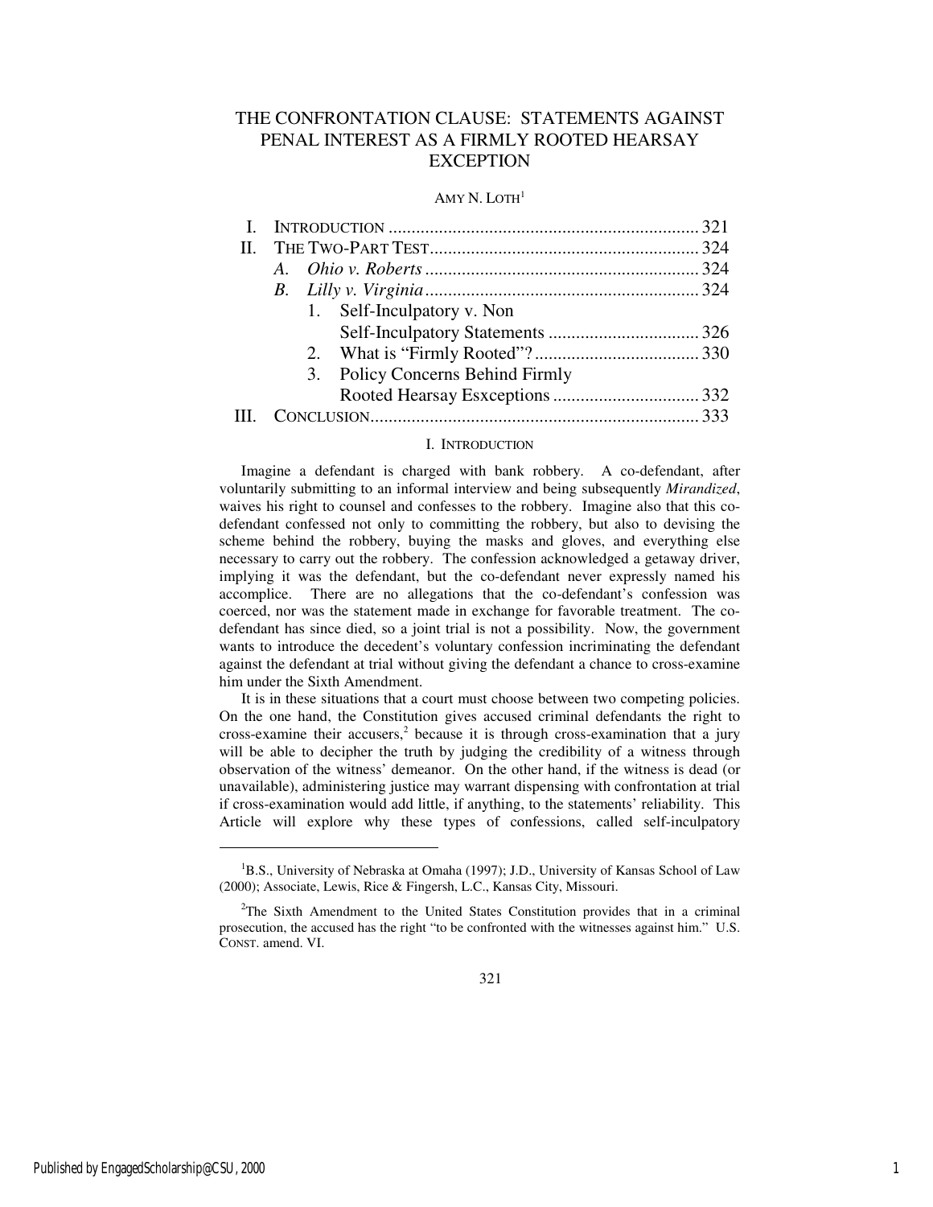# THE CONFRONTATION CLAUSE: STATEMENTS AGAINST PENAL INTEREST AS A FIRMLY ROOTED HEARSAY EXCEPTION

AMY N. LOTH[1]

| | | |
|---|---|---|
| I. | INTRODUCTION | 321 |
| II. | THE TWO-PART TEST | 324 |
| | A. *Ohio v. Roberts* | 324 |
| | B. *Lilly v. Virginia* | 324 |
| | 1. Self-Inculpatory v. Non Self-Inculpatory Statements | 326 |
| | 2. What is "Firmly Rooted"? | 330 |
| | 3. Policy Concerns Behind Firmly Rooted Hearsay Esxceptions | 332 |
| III. | CONCLUSION | 333 |

## I. INTRODUCTION

Imagine a defendant is charged with bank robbery. A co-defendant, after voluntarily submitting to an informal interview and being subsequently *Mirandized*, waives his right to counsel and confesses to the robbery. Imagine also that this co-defendant confessed not only to committing the robbery, but also to devising the scheme behind the robbery, buying the masks and gloves, and everything else necessary to carry out the robbery. The confession acknowledged a getaway driver, implying it was the defendant, but the co-defendant never expressly named his accomplice. There are no allegations that the co-defendant's confession was coerced, nor was the statement made in exchange for favorable treatment. The co-defendant has since died, so a joint trial is not a possibility. Now, the government wants to introduce the decedent's voluntary confession incriminating the defendant against the defendant at trial without giving the defendant a chance to cross-examine him under the Sixth Amendment.

It is in these situations that a court must choose between two competing policies. On the one hand, the Constitution gives accused criminal defendants the right to cross-examine their accusers,[2] because it is through cross-examination that a jury will be able to decipher the truth by judging the credibility of a witness through observation of the witness' demeanor. On the other hand, if the witness is dead (or unavailable), administering justice may warrant dispensing with confrontation at trial if cross-examination would add little, if anything, to the statements' reliability. This Article will explore why these types of confessions, called self-inculpatory

---

[1]B.S., University of Nebraska at Omaha (1997); J.D., University of Kansas School of Law (2000); Associate, Lewis, Rice & Fingersh, L.C., Kansas City, Missouri.

[2]The Sixth Amendment to the United States Constitution provides that in a criminal prosecution, the accused has the right "to be confronted with the witnesses against him." U.S. CONST. amend. VI.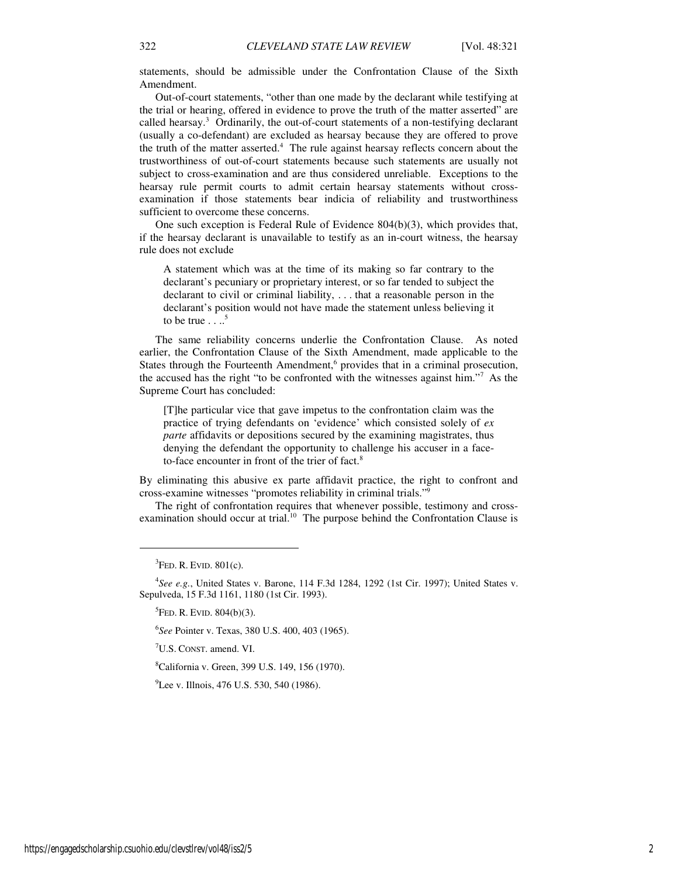statements, should be admissible under the Confrontation Clause of the Sixth Amendment.

Out-of-court statements, "other than one made by the declarant while testifying at the trial or hearing, offered in evidence to prove the truth of the matter asserted" are called hearsay.[3] Ordinarily, the out-of-court statements of a non-testifying declarant (usually a co-defendant) are excluded as hearsay because they are offered to prove the truth of the matter asserted.[4] The rule against hearsay reflects concern about the trustworthiness of out-of-court statements because such statements are usually not subject to cross-examination and are thus considered unreliable. Exceptions to the hearsay rule permit courts to admit certain hearsay statements without cross-examination if those statements bear indicia of reliability and trustworthiness sufficient to overcome these concerns.

One such exception is Federal Rule of Evidence 804(b)(3), which provides that, if the hearsay declarant is unavailable to testify as an in-court witness, the hearsay rule does not exclude

> A statement which was at the time of its making so far contrary to the declarant's pecuniary or proprietary interest, or so far tended to subject the declarant to civil or criminal liability, . . . that a reasonable person in the declarant's position would not have made the statement unless believing it to be true . . ..[5]

The same reliability concerns underlie the Confrontation Clause. As noted earlier, the Confrontation Clause of the Sixth Amendment, made applicable to the States through the Fourteenth Amendment,[6] provides that in a criminal prosecution, the accused has the right "to be confronted with the witnesses against him."[7] As the Supreme Court has concluded:

> [T]he particular vice that gave impetus to the confrontation claim was the practice of trying defendants on 'evidence' which consisted solely of *ex parte* affidavits or depositions secured by the examining magistrates, thus denying the defendant the opportunity to challenge his accuser in a face-to-face encounter in front of the trier of fact.[8]

By eliminating this abusive ex parte affidavit practice, the right to confront and cross-examine witnesses "promotes reliability in criminal trials."[9]

The right of confrontation requires that whenever possible, testimony and cross-examination should occur at trial.[10] The purpose behind the Confrontation Clause is

---

[3] FED. R. EVID. 801(c).

[4] *See e.g.*, United States v. Barone, 114 F.3d 1284, 1292 (1st Cir. 1997); United States v. Sepulveda, 15 F.3d 1161, 1180 (1st Cir. 1993).

[5] FED. R. EVID. 804(b)(3).

[6] *See* Pointer v. Texas, 380 U.S. 400, 403 (1965).

[7] U.S. CONST. amend. VI.

[8] California v. Green, 399 U.S. 149, 156 (1970).

[9] Lee v. Illnois, 476 U.S. 530, 540 (1986).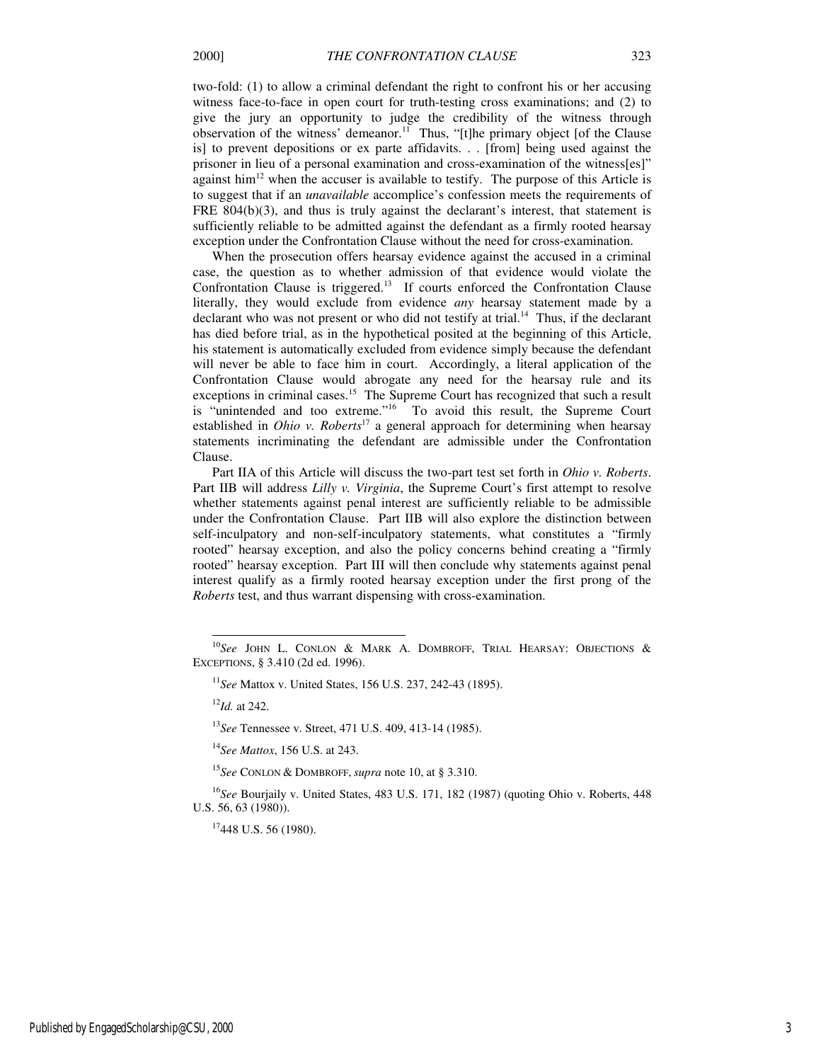two-fold: (1) to allow a criminal defendant the right to confront his or her accusing witness face-to-face in open court for truth-testing cross examinations; and (2) to give the jury an opportunity to judge the credibility of the witness through observation of the witness' demeanor.[11] Thus, "[t]he primary object [of the Clause is] to prevent depositions or ex parte affidavits. . . [from] being used against the prisoner in lieu of a personal examination and cross-examination of the witness[es]" against him[12] when the accuser is available to testify. The purpose of this Article is to suggest that if an *unavailable* accomplice's confession meets the requirements of FRE 804(b)(3), and thus is truly against the declarant's interest, that statement is sufficiently reliable to be admitted against the defendant as a firmly rooted hearsay exception under the Confrontation Clause without the need for cross-examination.

When the prosecution offers hearsay evidence against the accused in a criminal case, the question as to whether admission of that evidence would violate the Confrontation Clause is triggered.[13] If courts enforced the Confrontation Clause literally, they would exclude from evidence *any* hearsay statement made by a declarant who was not present or who did not testify at trial.[14] Thus, if the declarant has died before trial, as in the hypothetical posited at the beginning of this Article, his statement is automatically excluded from evidence simply because the defendant will never be able to face him in court. Accordingly, a literal application of the Confrontation Clause would abrogate any need for the hearsay rule and its exceptions in criminal cases.[15] The Supreme Court has recognized that such a result is "unintended and too extreme."[16] To avoid this result, the Supreme Court established in *Ohio v. Roberts*[17] a general approach for determining when hearsay statements incriminating the defendant are admissible under the Confrontation Clause.

Part IIA of this Article will discuss the two-part test set forth in *Ohio v. Roberts*. Part IIB will address *Lilly v. Virginia*, the Supreme Court's first attempt to resolve whether statements against penal interest are sufficiently reliable to be admissible under the Confrontation Clause. Part IIB will also explore the distinction between self-inculpatory and non-self-inculpatory statements, what constitutes a "firmly rooted" hearsay exception, and also the policy concerns behind creating a "firmly rooted" hearsay exception. Part III will then conclude why statements against penal interest qualify as a firmly rooted hearsay exception under the first prong of the *Roberts* test, and thus warrant dispensing with cross-examination.

---

[10] *See* JOHN L. CONLON & MARK A. DOMBROFF, TRIAL HEARSAY: OBJECTIONS & EXCEPTIONS, § 3.410 (2d ed. 1996).

[11] *See* Mattox v. United States, 156 U.S. 237, 242-43 (1895).

[12] *Id.* at 242.

[13] *See* Tennessee v. Street, 471 U.S. 409, 413-14 (1985).

[14] *See Mattox*, 156 U.S. at 243.

[15] *See* CONLON & DOMBROFF, *supra* note 10, at § 3.310.

[16] *See* Bourjaily v. United States, 483 U.S. 171, 182 (1987) (quoting Ohio v. Roberts, 448 U.S. 56, 63 (1980)).

[17] 448 U.S. 56 (1980).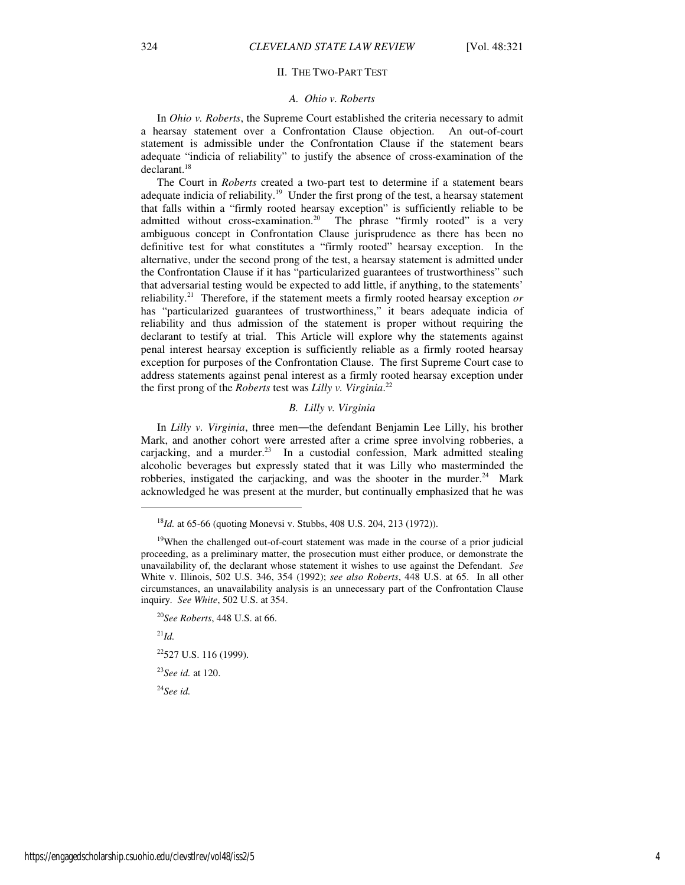## II. THE TWO-PART TEST

### *A. Ohio v. Roberts*

In *Ohio v. Roberts*, the Supreme Court established the criteria necessary to admit a hearsay statement over a Confrontation Clause objection. An out-of-court statement is admissible under the Confrontation Clause if the statement bears adequate "indicia of reliability" to justify the absence of cross-examination of the declarant.[18]

The Court in *Roberts* created a two-part test to determine if a statement bears adequate indicia of reliability.[19] Under the first prong of the test, a hearsay statement that falls within a "firmly rooted hearsay exception" is sufficiently reliable to be admitted without cross-examination.[20] The phrase "firmly rooted" is a very ambiguous concept in Confrontation Clause jurisprudence as there has been no definitive test for what constitutes a "firmly rooted" hearsay exception. In the alternative, under the second prong of the test, a hearsay statement is admitted under the Confrontation Clause if it has "particularized guarantees of trustworthiness" such that adversarial testing would be expected to add little, if anything, to the statements' reliability.[21] Therefore, if the statement meets a firmly rooted hearsay exception *or* has "particularized guarantees of trustworthiness," it bears adequate indicia of reliability and thus admission of the statement is proper without requiring the declarant to testify at trial. This Article will explore why the statements against penal interest hearsay exception is sufficiently reliable as a firmly rooted hearsay exception for purposes of the Confrontation Clause. The first Supreme Court case to address statements against penal interest as a firmly rooted hearsay exception under the first prong of the *Roberts* test was *Lilly v. Virginia*.[22]

### *B. Lilly v. Virginia*

In *Lilly v. Virginia*, three men—the defendant Benjamin Lee Lilly, his brother Mark, and another cohort were arrested after a crime spree involving robberies, a carjacking, and a murder.[23] In a custodial confession, Mark admitted stealing alcoholic beverages but expressly stated that it was Lilly who masterminded the robberies, instigated the carjacking, and was the shooter in the murder.[24] Mark acknowledged he was present at the murder, but continually emphasized that he was

---

[18] *Id.* at 65-66 (quoting Monevsi v. Stubbs, 408 U.S. 204, 213 (1972)).

[19] When the challenged out-of-court statement was made in the course of a prior judicial proceeding, as a preliminary matter, the prosecution must either produce, or demonstrate the unavailability of, the declarant whose statement it wishes to use against the Defendant. *See* White v. Illinois, 502 U.S. 346, 354 (1992); *see also Roberts*, 448 U.S. at 65. In all other circumstances, an unavailability analysis is an unnecessary part of the Confrontation Clause inquiry. *See White*, 502 U.S. at 354.

[20] *See Roberts*, 448 U.S. at 66.

[21] *Id.*

[22] 527 U.S. 116 (1999).

[23] *See id.* at 120.

[24] *See id.*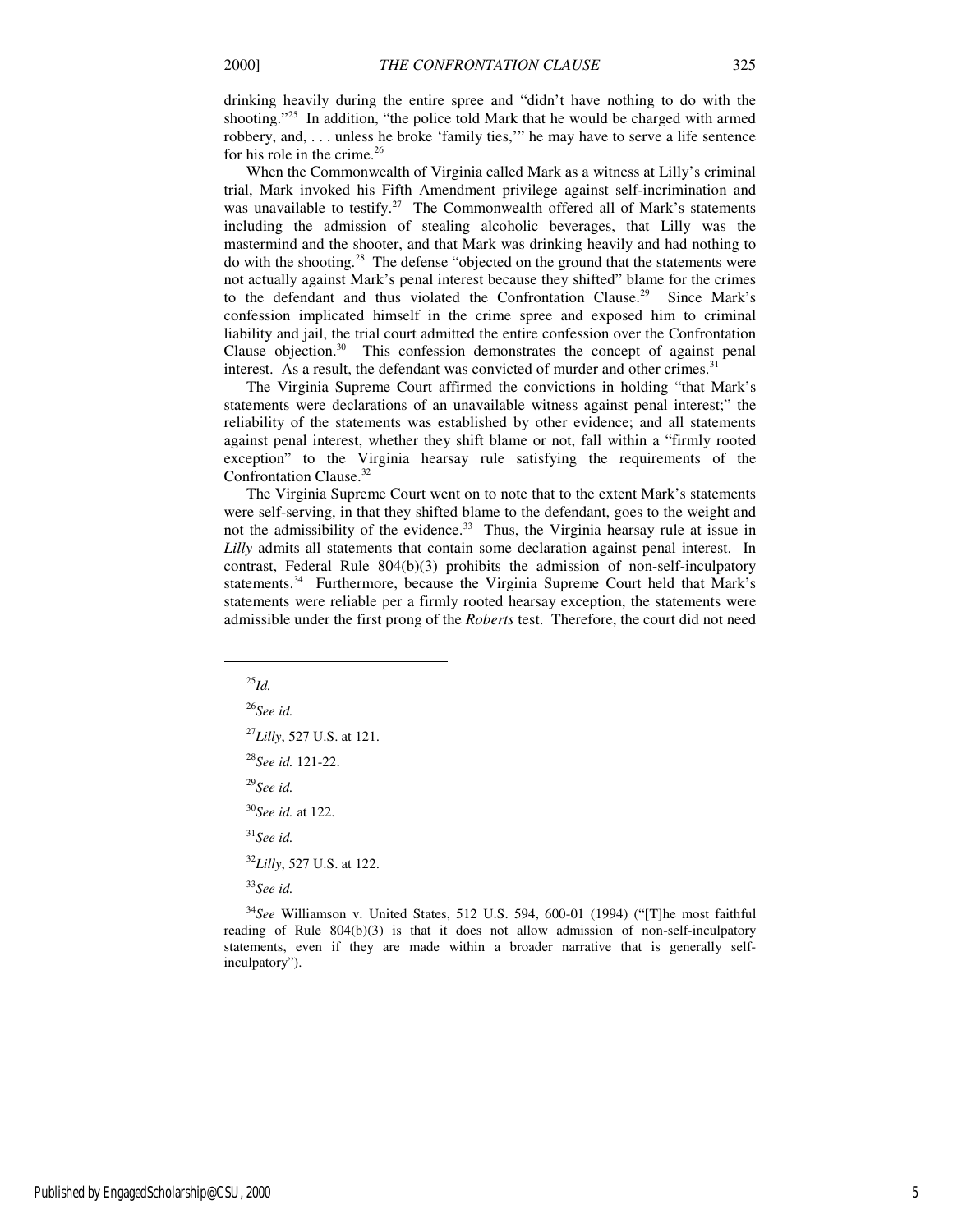drinking heavily during the entire spree and "didn't have nothing to do with the shooting."[25] In addition, "the police told Mark that he would be charged with armed robbery, and, . . . unless he broke 'family ties,'" he may have to serve a life sentence for his role in the crime.[26]

When the Commonwealth of Virginia called Mark as a witness at Lilly's criminal trial, Mark invoked his Fifth Amendment privilege against self-incrimination and was unavailable to testify.[27] The Commonwealth offered all of Mark's statements including the admission of stealing alcoholic beverages, that Lilly was the mastermind and the shooter, and that Mark was drinking heavily and had nothing to do with the shooting.[28] The defense "objected on the ground that the statements were not actually against Mark's penal interest because they shifted" blame for the crimes to the defendant and thus violated the Confrontation Clause.[29] Since Mark's confession implicated himself in the crime spree and exposed him to criminal liability and jail, the trial court admitted the entire confession over the Confrontation Clause objection.[30] This confession demonstrates the concept of against penal interest. As a result, the defendant was convicted of murder and other crimes.[31]

The Virginia Supreme Court affirmed the convictions in holding "that Mark's statements were declarations of an unavailable witness against penal interest;" the reliability of the statements was established by other evidence; and all statements against penal interest, whether they shift blame or not, fall within a "firmly rooted exception" to the Virginia hearsay rule satisfying the requirements of the Confrontation Clause.[32]

The Virginia Supreme Court went on to note that to the extent Mark's statements were self-serving, in that they shifted blame to the defendant, goes to the weight and not the admissibility of the evidence.[33] Thus, the Virginia hearsay rule at issue in *Lilly* admits all statements that contain some declaration against penal interest. In contrast, Federal Rule 804(b)(3) prohibits the admission of non-self-inculpatory statements.[34] Furthermore, because the Virginia Supreme Court held that Mark's statements were reliable per a firmly rooted hearsay exception, the statements were admissible under the first prong of the *Roberts* test. Therefore, the court did not need

---

[25] *Id.*

[26] *See id.*

[27] *Lilly*, 527 U.S. at 121.

[28] *See id.* 121-22.

[29] *See id.*

[30] *See id.* at 122.

[31] *See id.*

[32] *Lilly*, 527 U.S. at 122.

[33] *See id.*

[34] *See* Williamson v. United States, 512 U.S. 594, 600-01 (1994) ("[T]he most faithful reading of Rule 804(b)(3) is that it does not allow admission of non-self-inculpatory statements, even if they are made within a broader narrative that is generally self-inculpatory").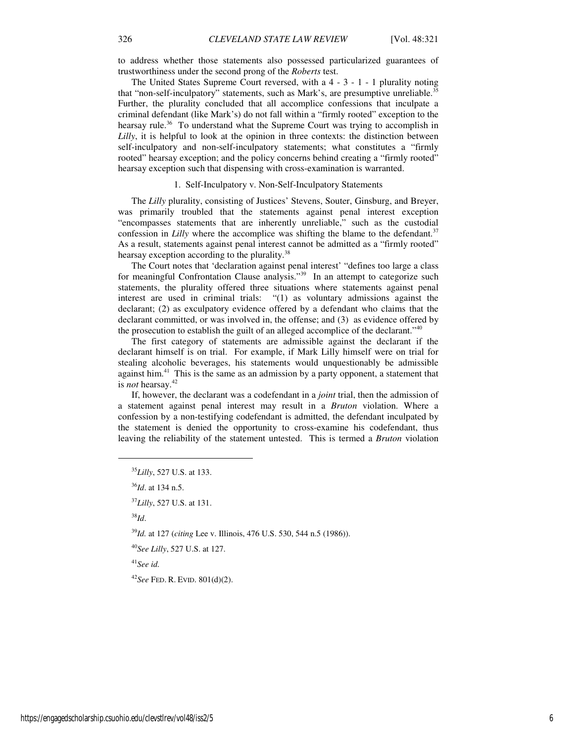to address whether those statements also possessed particularized guarantees of trustworthiness under the second prong of the *Roberts* test.

The United States Supreme Court reversed, with a 4 - 3 - 1 - 1 plurality noting that "non-self-inculpatory" statements, such as Mark's, are presumptive unreliable.[35] Further, the plurality concluded that all accomplice confessions that inculpate a criminal defendant (like Mark's) do not fall within a "firmly rooted" exception to the hearsay rule.[36] To understand what the Supreme Court was trying to accomplish in *Lilly*, it is helpful to look at the opinion in three contexts: the distinction between self-inculpatory and non-self-inculpatory statements; what constitutes a "firmly rooted" hearsay exception; and the policy concerns behind creating a "firmly rooted" hearsay exception such that dispensing with cross-examination is warranted.

### 1. Self-Inculpatory v. Non-Self-Inculpatory Statements

The *Lilly* plurality, consisting of Justices' Stevens, Souter, Ginsburg, and Breyer, was primarily troubled that the statements against penal interest exception "encompasses statements that are inherently unreliable," such as the custodial confession in *Lilly* where the accomplice was shifting the blame to the defendant.[37] As a result, statements against penal interest cannot be admitted as a "firmly rooted" hearsay exception according to the plurality.[38]

The Court notes that 'declaration against penal interest' "defines too large a class for meaningful Confrontation Clause analysis."[39] In an attempt to categorize such statements, the plurality offered three situations where statements against penal interest are used in criminal trials: "(1) as voluntary admissions against the declarant; (2) as exculpatory evidence offered by a defendant who claims that the declarant committed, or was involved in, the offense; and (3) as evidence offered by the prosecution to establish the guilt of an alleged accomplice of the declarant."[40]

The first category of statements are admissible against the declarant if the declarant himself is on trial. For example, if Mark Lilly himself were on trial for stealing alcoholic beverages, his statements would unquestionably be admissible against him.[41] This is the same as an admission by a party opponent, a statement that is *not* hearsay.[42]

If, however, the declarant was a codefendant in a *joint* trial, then the admission of a statement against penal interest may result in a *Bruton* violation. Where a confession by a non-testifying codefendant is admitted, the defendant inculpated by the statement is denied the opportunity to cross-examine his codefendant, thus leaving the reliability of the statement untested. This is termed a *Bruton* violation

---

[35] *Lilly*, 527 U.S. at 133.

[36] *Id*. at 134 n.5.

[37] *Lilly*, 527 U.S. at 131.

[38] *Id*.

[39] *Id.* at 127 (*citing* Lee v. Illinois, 476 U.S. 530, 544 n.5 (1986)).

[40] *See Lilly*, 527 U.S. at 127.

[41] *See id.*

[42] *See* FED. R. EVID. 801(d)(2).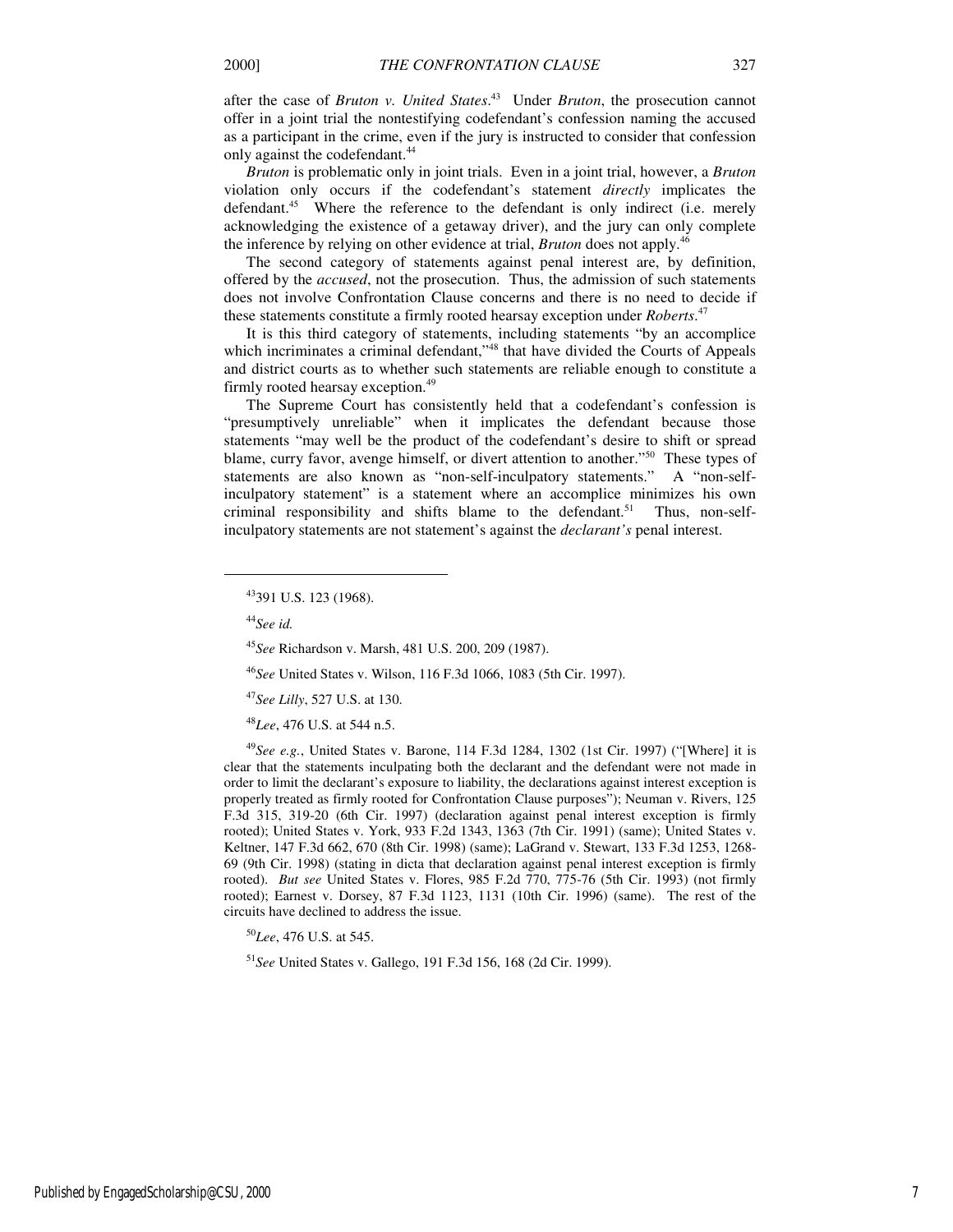after the case of *Bruton v. United States*.[43] Under *Bruton*, the prosecution cannot offer in a joint trial the nontestifying codefendant's confession naming the accused as a participant in the crime, even if the jury is instructed to consider that confession only against the codefendant.[44]

*Bruton* is problematic only in joint trials. Even in a joint trial, however, a *Bruton* violation only occurs if the codefendant's statement *directly* implicates the defendant.[45] Where the reference to the defendant is only indirect (i.e. merely acknowledging the existence of a getaway driver), and the jury can only complete the inference by relying on other evidence at trial, *Bruton* does not apply.[46]

The second category of statements against penal interest are, by definition, offered by the *accused*, not the prosecution. Thus, the admission of such statements does not involve Confrontation Clause concerns and there is no need to decide if these statements constitute a firmly rooted hearsay exception under *Roberts*.[47]

It is this third category of statements, including statements "by an accomplice which incriminates a criminal defendant,"[48] that have divided the Courts of Appeals and district courts as to whether such statements are reliable enough to constitute a firmly rooted hearsay exception.[49]

The Supreme Court has consistently held that a codefendant's confession is "presumptively unreliable" when it implicates the defendant because those statements "may well be the product of the codefendant's desire to shift or spread blame, curry favor, avenge himself, or divert attention to another."[50] These types of statements are also known as "non-self-inculpatory statements." A "non-self-inculpatory statement" is a statement where an accomplice minimizes his own criminal responsibility and shifts blame to the defendant.[51] Thus, non-self-inculpatory statements are not statement's against the *declarant's* penal interest.

---

[43] 391 U.S. 123 (1968).

[44] *See id.*

[45] *See* Richardson v. Marsh, 481 U.S. 200, 209 (1987).

[46] *See* United States v. Wilson, 116 F.3d 1066, 1083 (5th Cir. 1997).

[47] *See Lilly*, 527 U.S. at 130.

[48] *Lee*, 476 U.S. at 544 n.5.

[49] *See e.g.*, United States v. Barone, 114 F.3d 1284, 1302 (1st Cir. 1997) ("[Where] it is clear that the statements inculpating both the declarant and the defendant were not made in order to limit the declarant's exposure to liability, the declarations against interest exception is properly treated as firmly rooted for Confrontation Clause purposes"); Neuman v. Rivers, 125 F.3d 315, 319-20 (6th Cir. 1997) (declaration against penal interest exception is firmly rooted); United States v. York, 933 F.2d 1343, 1363 (7th Cir. 1991) (same); United States v. Keltner, 147 F.3d 662, 670 (8th Cir. 1998) (same); LaGrand v. Stewart, 133 F.3d 1253, 1268-69 (9th Cir. 1998) (stating in dicta that declaration against penal interest exception is firmly rooted). *But see* United States v. Flores, 985 F.2d 770, 775-76 (5th Cir. 1993) (not firmly rooted); Earnest v. Dorsey, 87 F.3d 1123, 1131 (10th Cir. 1996) (same). The rest of the circuits have declined to address the issue.

[50] *Lee*, 476 U.S. at 545.

[51] *See* United States v. Gallego, 191 F.3d 156, 168 (2d Cir. 1999).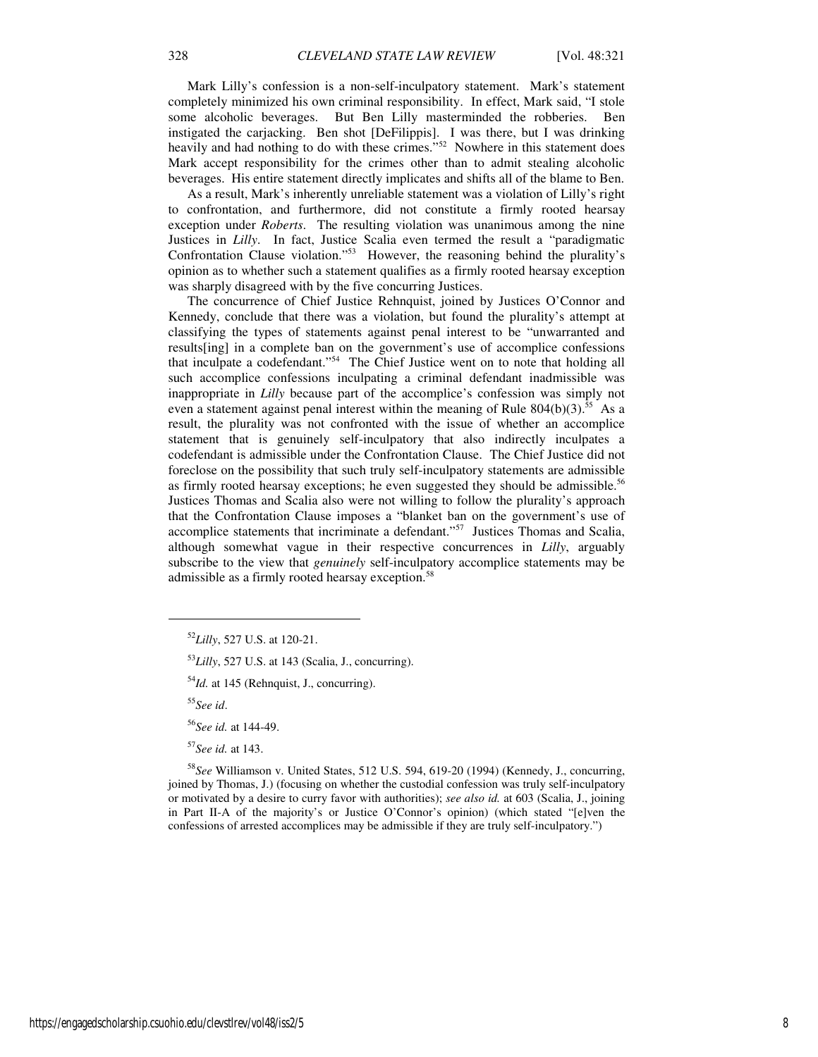Mark Lilly's confession is a non-self-inculpatory statement. Mark's statement completely minimized his own criminal responsibility. In effect, Mark said, "I stole some alcoholic beverages. But Ben Lilly masterminded the robberies. Ben instigated the carjacking. Ben shot [DeFilippis]. I was there, but I was drinking heavily and had nothing to do with these crimes."[52] Nowhere in this statement does Mark accept responsibility for the crimes other than to admit stealing alcoholic beverages. His entire statement directly implicates and shifts all of the blame to Ben.

As a result, Mark's inherently unreliable statement was a violation of Lilly's right to confrontation, and furthermore, did not constitute a firmly rooted hearsay exception under *Roberts*. The resulting violation was unanimous among the nine Justices in *Lilly*. In fact, Justice Scalia even termed the result a "paradigmatic Confrontation Clause violation."[53] However, the reasoning behind the plurality's opinion as to whether such a statement qualifies as a firmly rooted hearsay exception was sharply disagreed with by the five concurring Justices.

The concurrence of Chief Justice Rehnquist, joined by Justices O'Connor and Kennedy, conclude that there was a violation, but found the plurality's attempt at classifying the types of statements against penal interest to be "unwarranted and results[ing] in a complete ban on the government's use of accomplice confessions that inculpate a codefendant."[54] The Chief Justice went on to note that holding all such accomplice confessions inculpating a criminal defendant inadmissible was inappropriate in *Lilly* because part of the accomplice's confession was simply not even a statement against penal interest within the meaning of Rule 804(b)(3).[55] As a result, the plurality was not confronted with the issue of whether an accomplice statement that is genuinely self-inculpatory that also indirectly inculpates a codefendant is admissible under the Confrontation Clause. The Chief Justice did not foreclose on the possibility that such truly self-inculpatory statements are admissible as firmly rooted hearsay exceptions; he even suggested they should be admissible.[56] Justices Thomas and Scalia also were not willing to follow the plurality's approach that the Confrontation Clause imposes a "blanket ban on the government's use of accomplice statements that incriminate a defendant."[57] Justices Thomas and Scalia, although somewhat vague in their respective concurrences in *Lilly*, arguably subscribe to the view that *genuinely* self-inculpatory accomplice statements may be admissible as a firmly rooted hearsay exception.[58]

---

[52] *Lilly*, 527 U.S. at 120-21.

[53] *Lilly*, 527 U.S. at 143 (Scalia, J., concurring).

[54] *Id.* at 145 (Rehnquist, J., concurring).

[55] *See id*.

[56] *See id.* at 144-49.

[57] *See id.* at 143.

[58] *See* Williamson v. United States, 512 U.S. 594, 619-20 (1994) (Kennedy, J., concurring, joined by Thomas, J.) (focusing on whether the custodial confession was truly self-inculpatory or motivated by a desire to curry favor with authorities); *see also id.* at 603 (Scalia, J., joining in Part II-A of the majority's or Justice O'Connor's opinion) (which stated "[e]ven the confessions of arrested accomplices may be admissible if they are truly self-inculpatory.")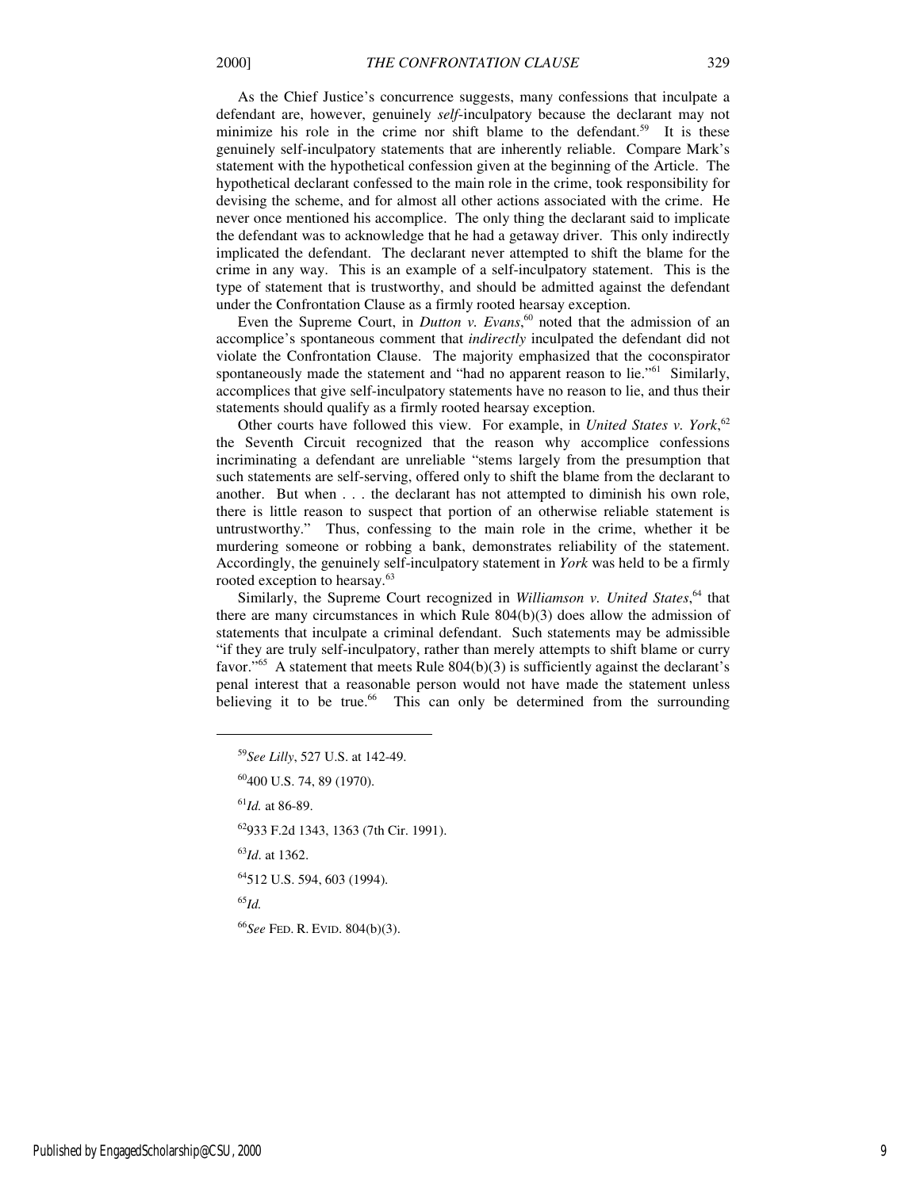As the Chief Justice's concurrence suggests, many confessions that inculpate a defendant are, however, genuinely *self*-inculpatory because the declarant may not minimize his role in the crime nor shift blame to the defendant.[59] It is these genuinely self-inculpatory statements that are inherently reliable. Compare Mark's statement with the hypothetical confession given at the beginning of the Article. The hypothetical declarant confessed to the main role in the crime, took responsibility for devising the scheme, and for almost all other actions associated with the crime. He never once mentioned his accomplice. The only thing the declarant said to implicate the defendant was to acknowledge that he had a getaway driver. This only indirectly implicated the defendant. The declarant never attempted to shift the blame for the crime in any way. This is an example of a self-inculpatory statement. This is the type of statement that is trustworthy, and should be admitted against the defendant under the Confrontation Clause as a firmly rooted hearsay exception.

Even the Supreme Court, in *Dutton v. Evans*,[60] noted that the admission of an accomplice's spontaneous comment that *indirectly* inculpated the defendant did not violate the Confrontation Clause. The majority emphasized that the coconspirator spontaneously made the statement and "had no apparent reason to lie."[61] Similarly, accomplices that give self-inculpatory statements have no reason to lie, and thus their statements should qualify as a firmly rooted hearsay exception.

Other courts have followed this view. For example, in *United States v. York*,[62] the Seventh Circuit recognized that the reason why accomplice confessions incriminating a defendant are unreliable "stems largely from the presumption that such statements are self-serving, offered only to shift the blame from the declarant to another. But when . . . the declarant has not attempted to diminish his own role, there is little reason to suspect that portion of an otherwise reliable statement is untrustworthy." Thus, confessing to the main role in the crime, whether it be murdering someone or robbing a bank, demonstrates reliability of the statement. Accordingly, the genuinely self-inculpatory statement in *York* was held to be a firmly rooted exception to hearsay.[63]

Similarly, the Supreme Court recognized in *Williamson v. United States*,[64] that there are many circumstances in which Rule 804(b)(3) does allow the admission of statements that inculpate a criminal defendant. Such statements may be admissible "if they are truly self-inculpatory, rather than merely attempts to shift blame or curry favor."[65] A statement that meets Rule 804(b)(3) is sufficiently against the declarant's penal interest that a reasonable person would not have made the statement unless believing it to be true.[66] This can only be determined from the surrounding

---

[59] *See Lilly*, 527 U.S. at 142-49.

[60] 400 U.S. 74, 89 (1970).

[61] *Id.* at 86-89.

[62] 933 F.2d 1343, 1363 (7th Cir. 1991).

[63] *Id*. at 1362.

[64] 512 U.S. 594, 603 (1994).

[65] *Id.*

[66] *See* FED. R. EVID. 804(b)(3).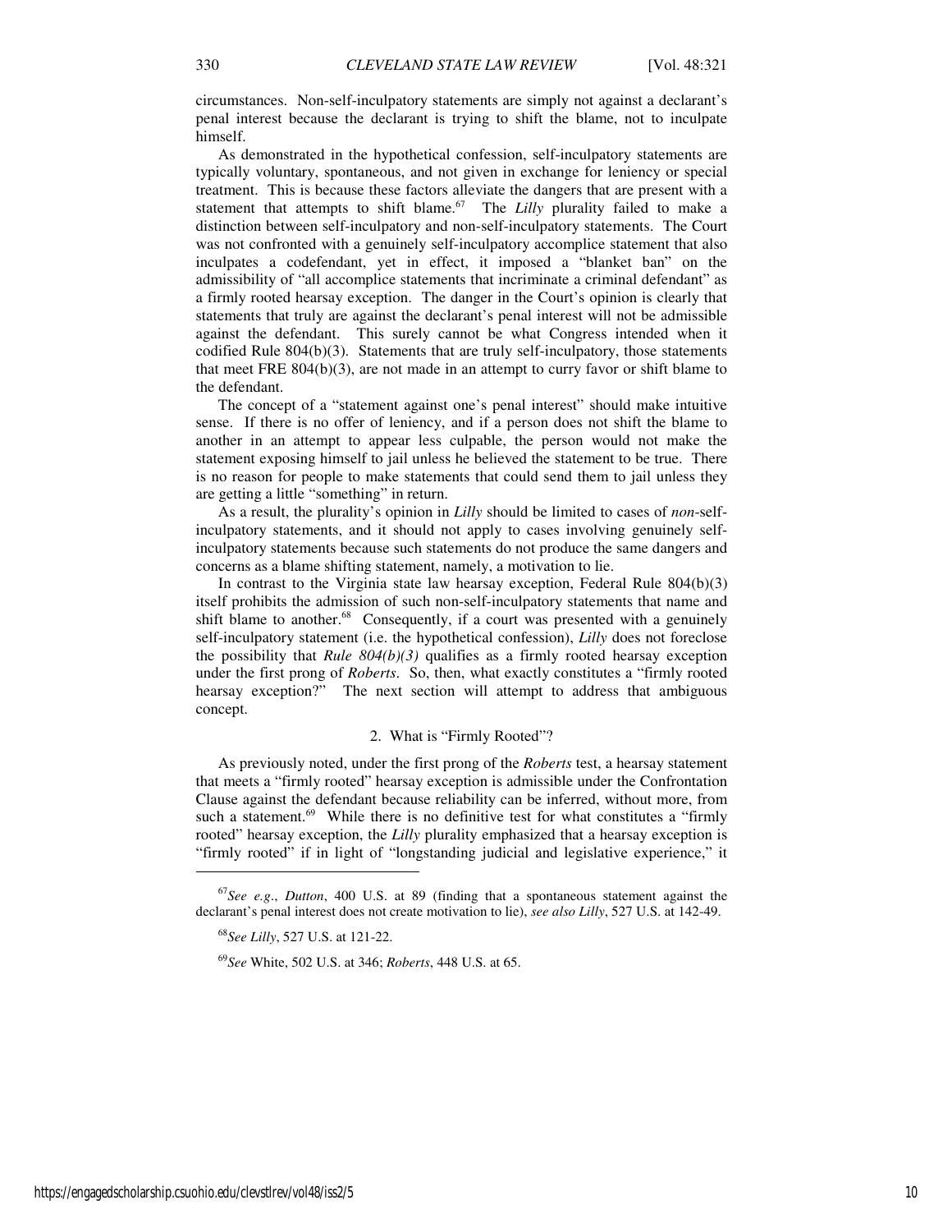circumstances. Non-self-inculpatory statements are simply not against a declarant's penal interest because the declarant is trying to shift the blame, not to inculpate himself.

As demonstrated in the hypothetical confession, self-inculpatory statements are typically voluntary, spontaneous, and not given in exchange for leniency or special treatment. This is because these factors alleviate the dangers that are present with a statement that attempts to shift blame.[67] The *Lilly* plurality failed to make a distinction between self-inculpatory and non-self-inculpatory statements. The Court was not confronted with a genuinely self-inculpatory accomplice statement that also inculpates a codefendant, yet in effect, it imposed a "blanket ban" on the admissibility of "all accomplice statements that incriminate a criminal defendant" as a firmly rooted hearsay exception. The danger in the Court's opinion is clearly that statements that truly are against the declarant's penal interest will not be admissible against the defendant. This surely cannot be what Congress intended when it codified Rule 804(b)(3). Statements that are truly self-inculpatory, those statements that meet FRE 804(b)(3), are not made in an attempt to curry favor or shift blame to the defendant.

The concept of a "statement against one's penal interest" should make intuitive sense. If there is no offer of leniency, and if a person does not shift the blame to another in an attempt to appear less culpable, the person would not make the statement exposing himself to jail unless he believed the statement to be true. There is no reason for people to make statements that could send them to jail unless they are getting a little "something" in return.

As a result, the plurality's opinion in *Lilly* should be limited to cases of *non*-self-inculpatory statements, and it should not apply to cases involving genuinely self-inculpatory statements because such statements do not produce the same dangers and concerns as a blame shifting statement, namely, a motivation to lie.

In contrast to the Virginia state law hearsay exception, Federal Rule 804(b)(3) itself prohibits the admission of such non-self-inculpatory statements that name and shift blame to another.[68] Consequently, if a court was presented with a genuinely self-inculpatory statement (i.e. the hypothetical confession), *Lilly* does not foreclose the possibility that *Rule 804(b)(3)* qualifies as a firmly rooted hearsay exception under the first prong of *Roberts*. So, then, what exactly constitutes a "firmly rooted hearsay exception?" The next section will attempt to address that ambiguous concept.

### 2. What is "Firmly Rooted"?

As previously noted, under the first prong of the *Roberts* test, a hearsay statement that meets a "firmly rooted" hearsay exception is admissible under the Confrontation Clause against the defendant because reliability can be inferred, without more, from such a statement.[69] While there is no definitive test for what constitutes a "firmly rooted" hearsay exception, the *Lilly* plurality emphasized that a hearsay exception is "firmly rooted" if in light of "longstanding judicial and legislative experience," it

---

[67] *See e.g.*, *Dutton*, 400 U.S. at 89 (finding that a spontaneous statement against the declarant's penal interest does not create motivation to lie), *see also Lilly*, 527 U.S. at 142-49.

[68] *See Lilly*, 527 U.S. at 121-22.

[69] *See* White, 502 U.S. at 346; *Roberts*, 448 U.S. at 65.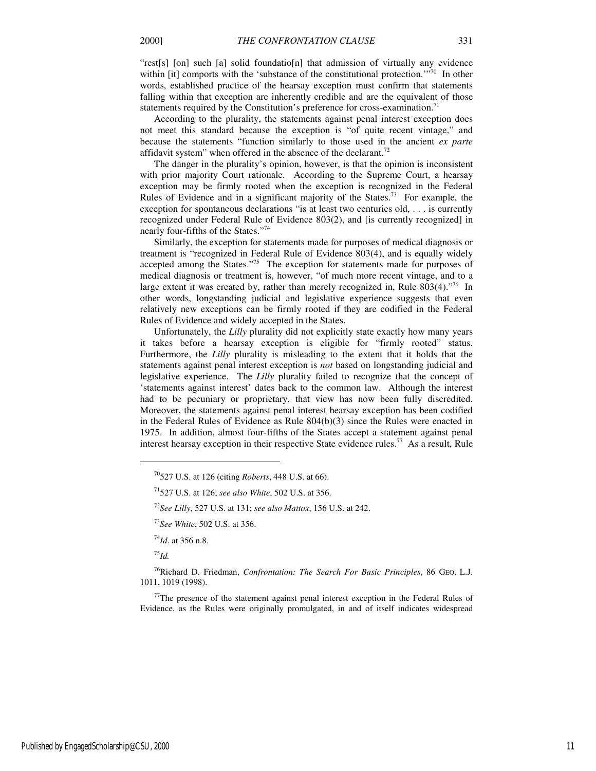"rest[s] [on] such [a] solid foundatio[n] that admission of virtually any evidence within [it] comports with the 'substance of the constitutional protection.'"[70] In other words, established practice of the hearsay exception must confirm that statements falling within that exception are inherently credible and are the equivalent of those statements required by the Constitution's preference for cross-examination.[71]

According to the plurality, the statements against penal interest exception does not meet this standard because the exception is "of quite recent vintage," and because the statements "function similarly to those used in the ancient *ex parte* affidavit system" when offered in the absence of the declarant.[72]

The danger in the plurality's opinion, however, is that the opinion is inconsistent with prior majority Court rationale. According to the Supreme Court, a hearsay exception may be firmly rooted when the exception is recognized in the Federal Rules of Evidence and in a significant majority of the States.[73] For example, the exception for spontaneous declarations "is at least two centuries old, . . . is currently recognized under Federal Rule of Evidence 803(2), and [is currently recognized] in nearly four-fifths of the States."[74]

Similarly, the exception for statements made for purposes of medical diagnosis or treatment is "recognized in Federal Rule of Evidence 803(4), and is equally widely accepted among the States."[75] The exception for statements made for purposes of medical diagnosis or treatment is, however, "of much more recent vintage, and to a large extent it was created by, rather than merely recognized in, Rule 803(4)."[76] In other words, longstanding judicial and legislative experience suggests that even relatively new exceptions can be firmly rooted if they are codified in the Federal Rules of Evidence and widely accepted in the States.

Unfortunately, the *Lilly* plurality did not explicitly state exactly how many years it takes before a hearsay exception is eligible for "firmly rooted" status. Furthermore, the *Lilly* plurality is misleading to the extent that it holds that the statements against penal interest exception is *not* based on longstanding judicial and legislative experience. The *Lilly* plurality failed to recognize that the concept of 'statements against interest' dates back to the common law. Although the interest had to be pecuniary or proprietary, that view has now been fully discredited. Moreover, the statements against penal interest hearsay exception has been codified in the Federal Rules of Evidence as Rule 804(b)(3) since the Rules were enacted in 1975. In addition, almost four-fifths of the States accept a statement against penal interest hearsay exception in their respective State evidence rules.[77] As a result, Rule

---

[70]527 U.S. at 126 (citing *Roberts*, 448 U.S. at 66).

[71]527 U.S. at 126; *see also White*, 502 U.S. at 356.

[72]*See Lilly*, 527 U.S. at 131; *see also Mattox*, 156 U.S. at 242.

[73]*See White*, 502 U.S. at 356.

[74]*Id*. at 356 n.8.

[75]*Id.*

[76]Richard D. Friedman, *Confrontation: The Search For Basic Principles*, 86 GEO. L.J. 1011, 1019 (1998).

[77]The presence of the statement against penal interest exception in the Federal Rules of Evidence, as the Rules were originally promulgated, in and of itself indicates widespread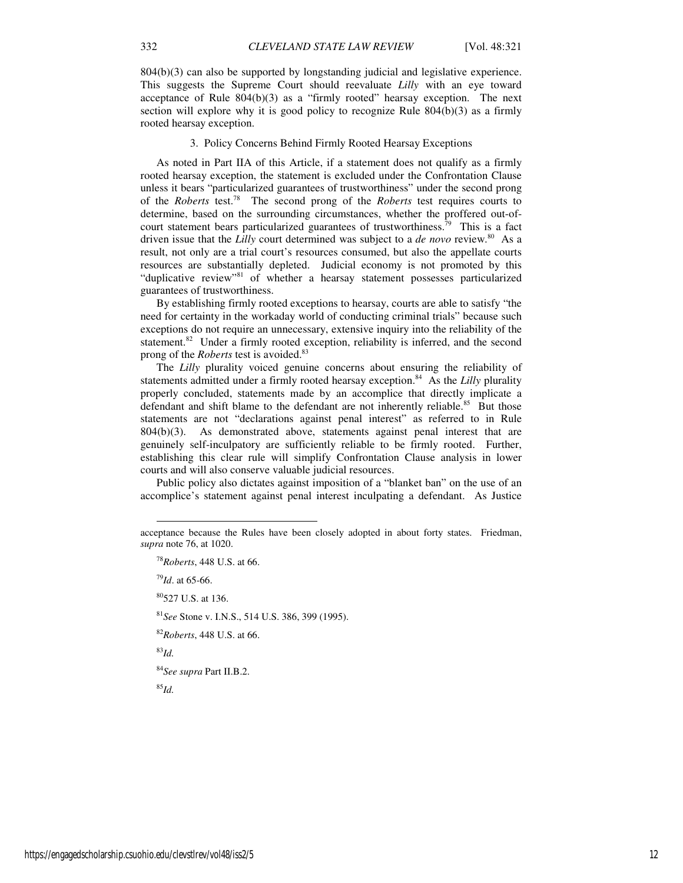804(b)(3) can also be supported by longstanding judicial and legislative experience. This suggests the Supreme Court should reevaluate *Lilly* with an eye toward acceptance of Rule 804(b)(3) as a "firmly rooted" hearsay exception. The next section will explore why it is good policy to recognize Rule 804(b)(3) as a firmly rooted hearsay exception.

### 3. Policy Concerns Behind Firmly Rooted Hearsay Exceptions

As noted in Part IIA of this Article, if a statement does not qualify as a firmly rooted hearsay exception, the statement is excluded under the Confrontation Clause unless it bears "particularized guarantees of trustworthiness" under the second prong of the *Roberts* test.[78] The second prong of the *Roberts* test requires courts to determine, based on the surrounding circumstances, whether the proffered out-of-court statement bears particularized guarantees of trustworthiness.[79] This is a fact driven issue that the *Lilly* court determined was subject to a *de novo* review.[80] As a result, not only are a trial court's resources consumed, but also the appellate courts resources are substantially depleted. Judicial economy is not promoted by this "duplicative review"[81] of whether a hearsay statement possesses particularized guarantees of trustworthiness.

By establishing firmly rooted exceptions to hearsay, courts are able to satisfy "the need for certainty in the workaday world of conducting criminal trials" because such exceptions do not require an unnecessary, extensive inquiry into the reliability of the statement.[82] Under a firmly rooted exception, reliability is inferred, and the second prong of the *Roberts* test is avoided.[83]

The *Lilly* plurality voiced genuine concerns about ensuring the reliability of statements admitted under a firmly rooted hearsay exception.[84] As the *Lilly* plurality properly concluded, statements made by an accomplice that directly implicate a defendant and shift blame to the defendant are not inherently reliable.[85] But those statements are not "declarations against penal interest" as referred to in Rule 804(b)(3). As demonstrated above, statements against penal interest that are genuinely self-inculpatory are sufficiently reliable to be firmly rooted. Further, establishing this clear rule will simplify Confrontation Clause analysis in lower courts and will also conserve valuable judicial resources.

Public policy also dictates against imposition of a "blanket ban" on the use of an accomplice's statement against penal interest inculpating a defendant. As Justice

---

acceptance because the Rules have been closely adopted in about forty states. Friedman, *supra* note 76, at 1020.

[78] *Roberts*, 448 U.S. at 66.

[79] *Id*. at 65-66.

[80] 527 U.S. at 136.

[81] *See* Stone v. I.N.S., 514 U.S. 386, 399 (1995).

[82] *Roberts*, 448 U.S. at 66.

[83] *Id.*

[84] *See supra* Part II.B.2.

[85] *Id.*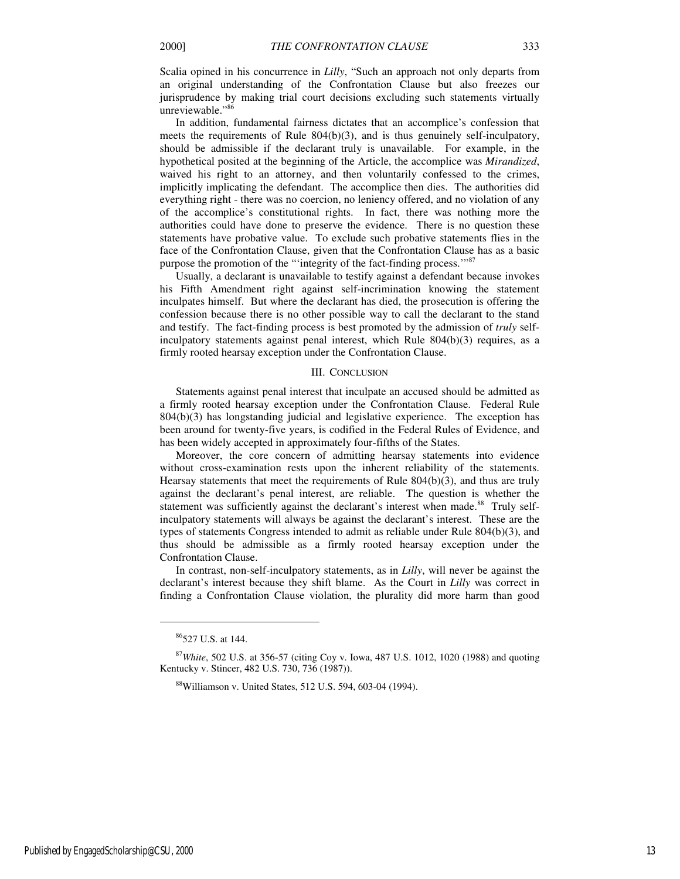Scalia opined in his concurrence in *Lilly*, "Such an approach not only departs from an original understanding of the Confrontation Clause but also freezes our jurisprudence by making trial court decisions excluding such statements virtually unreviewable."[86]

In addition, fundamental fairness dictates that an accomplice's confession that meets the requirements of Rule 804(b)(3), and is thus genuinely self-inculpatory, should be admissible if the declarant truly is unavailable. For example, in the hypothetical posited at the beginning of the Article, the accomplice was *Mirandized*, waived his right to an attorney, and then voluntarily confessed to the crimes, implicitly implicating the defendant. The accomplice then dies. The authorities did everything right - there was no coercion, no leniency offered, and no violation of any of the accomplice's constitutional rights. In fact, there was nothing more the authorities could have done to preserve the evidence. There is no question these statements have probative value. To exclude such probative statements flies in the face of the Confrontation Clause, given that the Confrontation Clause has as a basic purpose the promotion of the "'integrity of the fact-finding process.'"[87]

Usually, a declarant is unavailable to testify against a defendant because invokes his Fifth Amendment right against self-incrimination knowing the statement inculpates himself. But where the declarant has died, the prosecution is offering the confession because there is no other possible way to call the declarant to the stand and testify. The fact-finding process is best promoted by the admission of *truly* self-inculpatory statements against penal interest, which Rule 804(b)(3) requires, as a firmly rooted hearsay exception under the Confrontation Clause.

## III. CONCLUSION

Statements against penal interest that inculpate an accused should be admitted as a firmly rooted hearsay exception under the Confrontation Clause. Federal Rule 804(b)(3) has longstanding judicial and legislative experience. The exception has been around for twenty-five years, is codified in the Federal Rules of Evidence, and has been widely accepted in approximately four-fifths of the States.

Moreover, the core concern of admitting hearsay statements into evidence without cross-examination rests upon the inherent reliability of the statements. Hearsay statements that meet the requirements of Rule 804(b)(3), and thus are truly against the declarant's penal interest, are reliable. The question is whether the statement was sufficiently against the declarant's interest when made.[88] Truly self-inculpatory statements will always be against the declarant's interest. These are the types of statements Congress intended to admit as reliable under Rule 804(b)(3), and thus should be admissible as a firmly rooted hearsay exception under the Confrontation Clause.

In contrast, non-self-inculpatory statements, as in *Lilly*, will never be against the declarant's interest because they shift blame. As the Court in *Lilly* was correct in finding a Confrontation Clause violation, the plurality did more harm than good

---

[86] 527 U.S. at 144.

[87] *White*, 502 U.S. at 356-57 (citing Coy v. Iowa, 487 U.S. 1012, 1020 (1988) and quoting Kentucky v. Stincer, 482 U.S. 730, 736 (1987)).

[88] Williamson v. United States, 512 U.S. 594, 603-04 (1994).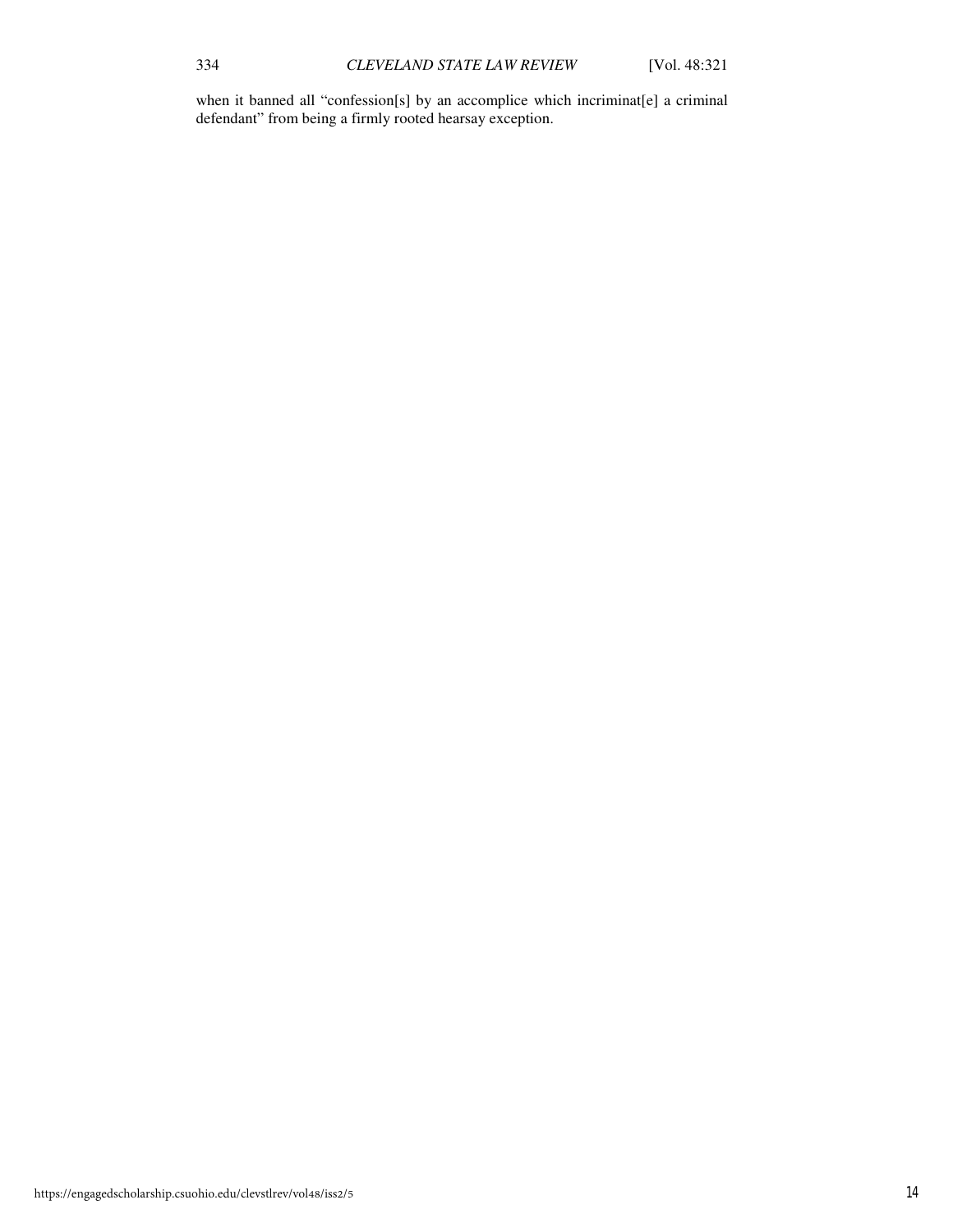when it banned all "confession[s] by an accomplice which incriminat[e] a criminal defendant" from being a firmly rooted hearsay exception.